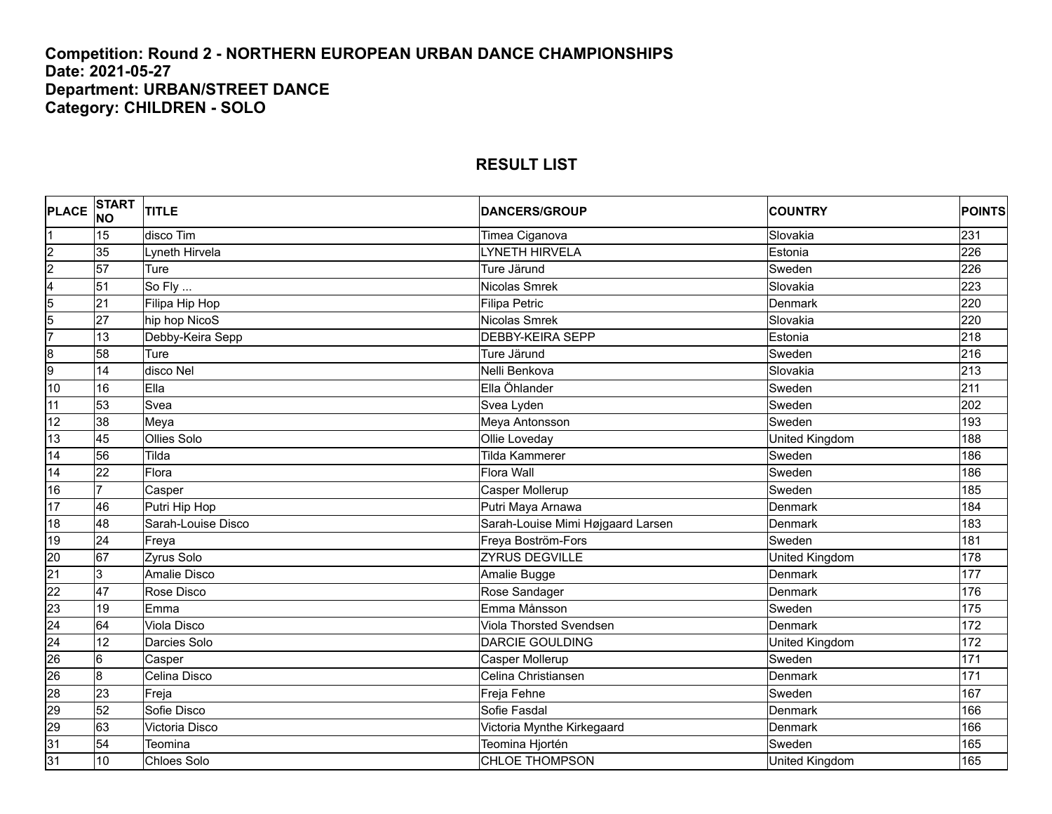**Competition: Round 2 - NORTHERN EUROPEAN URBAN DANCE CHAMPIONSHIPS**
**Date: 2021-05-27**
**Department: URBAN/STREET DANCE**
**Category: CHILDREN - SOLO**

## RESULT LIST

| PLACE | START NO | TITLE | DANCERS/GROUP | COUNTRY | POINTS |
|---|---|---|---|---|---|
| 1 | 15 | disco Tim | Timea Ciganova | Slovakia | 231 |
| 2 | 35 | Lyneth Hirvela | LYNETH HIRVELA | Estonia | 226 |
| 2 | 57 | Ture | Ture Järund | Sweden | 226 |
| 4 | 51 | So Fly ... | Nicolas Smrek | Slovakia | 223 |
| 5 | 21 | Filipa Hip Hop | Filipa Petric | Denmark | 220 |
| 5 | 27 | hip hop NicoS | Nicolas Smrek | Slovakia | 220 |
| 7 | 13 | Debby-Keira Sepp | DEBBY-KEIRA SEPP | Estonia | 218 |
| 8 | 58 | Ture | Ture Järund | Sweden | 216 |
| 9 | 14 | disco Nel | Nelli Benkova | Slovakia | 213 |
| 10 | 16 | Ella | Ella Öhlander | Sweden | 211 |
| 11 | 53 | Svea | Svea Lyden | Sweden | 202 |
| 12 | 38 | Meya | Meya Antonsson | Sweden | 193 |
| 13 | 45 | Ollies Solo | Ollie Loveday | United Kingdom | 188 |
| 14 | 56 | Tilda | Tilda Kammerer | Sweden | 186 |
| 14 | 22 | Flora | Flora Wall | Sweden | 186 |
| 16 | 7 | Casper | Casper Mollerup | Sweden | 185 |
| 17 | 46 | Putri Hip Hop | Putri Maya Arnawa | Denmark | 184 |
| 18 | 48 | Sarah-Louise Disco | Sarah-Louise Mimi Højgaard Larsen | Denmark | 183 |
| 19 | 24 | Freya | Freya Boström-Fors | Sweden | 181 |
| 20 | 67 | Zyrus Solo | ZYRUS DEGVILLE | United Kingdom | 178 |
| 21 | 3 | Amalie Disco | Amalie Bugge | Denmark | 177 |
| 22 | 47 | Rose Disco | Rose Sandager | Denmark | 176 |
| 23 | 19 | Emma | Emma Månsson | Sweden | 175 |
| 24 | 64 | Viola Disco | Viola Thorsted Svendsen | Denmark | 172 |
| 24 | 12 | Darcies Solo | DARCIE GOULDING | United Kingdom | 172 |
| 26 | 6 | Casper | Casper Mollerup | Sweden | 171 |
| 26 | 8 | Celina Disco | Celina Christiansen | Denmark | 171 |
| 28 | 23 | Freja | Freja Fehne | Sweden | 167 |
| 29 | 52 | Sofie Disco | Sofie Fasdal | Denmark | 166 |
| 29 | 63 | Victoria Disco | Victoria Mynthe Kirkegaard | Denmark | 166 |
| 31 | 54 | Teomina | Teomina Hjortén | Sweden | 165 |
| 31 | 10 | Chloes Solo | CHLOE THOMPSON | United Kingdom | 165 |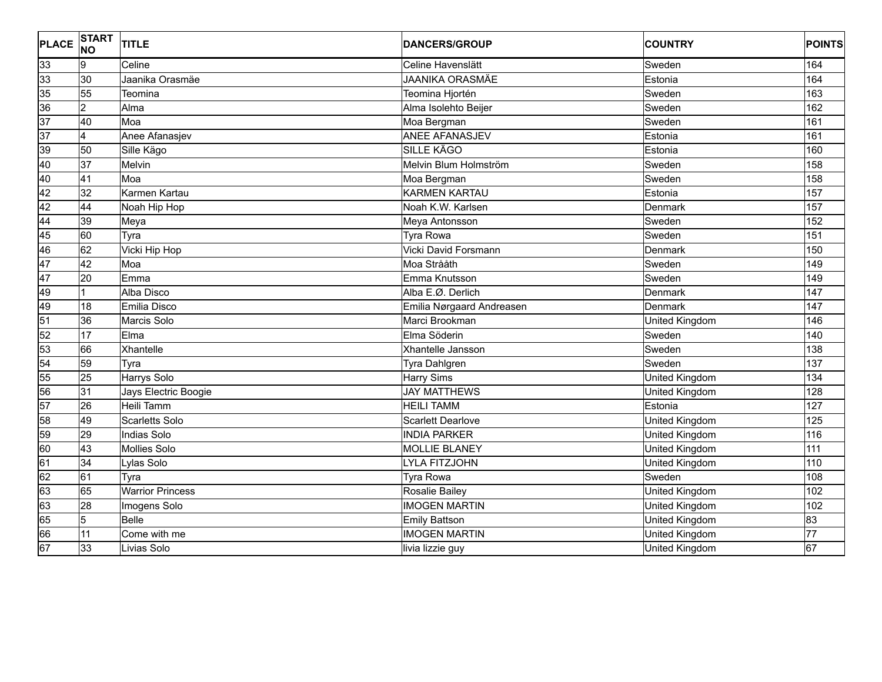| PLACE | START NO | TITLE | DANCERS/GROUP | COUNTRY | POINTS |
|---|---|---|---|---|---|
| 33 | 9 | Celine | Celine Havenslätt | Sweden | 164 |
| 33 | 30 | Jaanika Orasmäe | JAANIKA ORASMÄE | Estonia | 164 |
| 35 | 55 | Teomina | Teomina Hjortén | Sweden | 163 |
| 36 | 2 | Alma | Alma Isolehto Beijer | Sweden | 162 |
| 37 | 40 | Moa | Moa Bergman | Sweden | 161 |
| 37 | 4 | Anee Afanasjev | ANEE AFANASJEV | Estonia | 161 |
| 39 | 50 | Sille Kägo | SILLE KÄGO | Estonia | 160 |
| 40 | 37 | Melvin | Melvin Blum Holmström | Sweden | 158 |
| 40 | 41 | Moa | Moa Bergman | Sweden | 158 |
| 42 | 32 | Karmen Kartau | KARMEN KARTAU | Estonia | 157 |
| 42 | 44 | Noah Hip Hop | Noah K.W. Karlsen | Denmark | 157 |
| 44 | 39 | Meya | Meya Antonsson | Sweden | 152 |
| 45 | 60 | Tyra | Tyra Rowa | Sweden | 151 |
| 46 | 62 | Vicki Hip Hop | Vicki David Forsmann | Denmark | 150 |
| 47 | 42 | Moa | Moa Strååth | Sweden | 149 |
| 47 | 20 | Emma | Emma Knutsson | Sweden | 149 |
| 49 | 1 | Alba Disco | Alba E.Ø. Derlich | Denmark | 147 |
| 49 | 18 | Emilia Disco | Emilia Nørgaard Andreasen | Denmark | 147 |
| 51 | 36 | Marcis Solo | Marci Brookman | United Kingdom | 146 |
| 52 | 17 | Elma | Elma Söderin | Sweden | 140 |
| 53 | 66 | Xhantelle | Xhantelle Jansson | Sweden | 138 |
| 54 | 59 | Tyra | Tyra Dahlgren | Sweden | 137 |
| 55 | 25 | Harrys Solo | Harry Sims | United Kingdom | 134 |
| 56 | 31 | Jays Electric Boogie | JAY MATTHEWS | United Kingdom | 128 |
| 57 | 26 | Heili Tamm | HEILI TAMM | Estonia | 127 |
| 58 | 49 | Scarletts Solo | Scarlett Dearlove | United Kingdom | 125 |
| 59 | 29 | Indias Solo | INDIA PARKER | United Kingdom | 116 |
| 60 | 43 | Mollies Solo | MOLLIE BLANEY | United Kingdom | 111 |
| 61 | 34 | Lylas Solo | LYLA FITZJOHN | United Kingdom | 110 |
| 62 | 61 | Tyra | Tyra Rowa | Sweden | 108 |
| 63 | 65 | Warrior Princess | Rosalie Bailey | United Kingdom | 102 |
| 63 | 28 | Imogens Solo | IMOGEN MARTIN | United Kingdom | 102 |
| 65 | 5 | Belle | Emily Battson | United Kingdom | 83 |
| 66 | 11 | Come with me | IMOGEN MARTIN | United Kingdom | 77 |
| 67 | 33 | Livias Solo | livia lizzie guy | United Kingdom | 67 |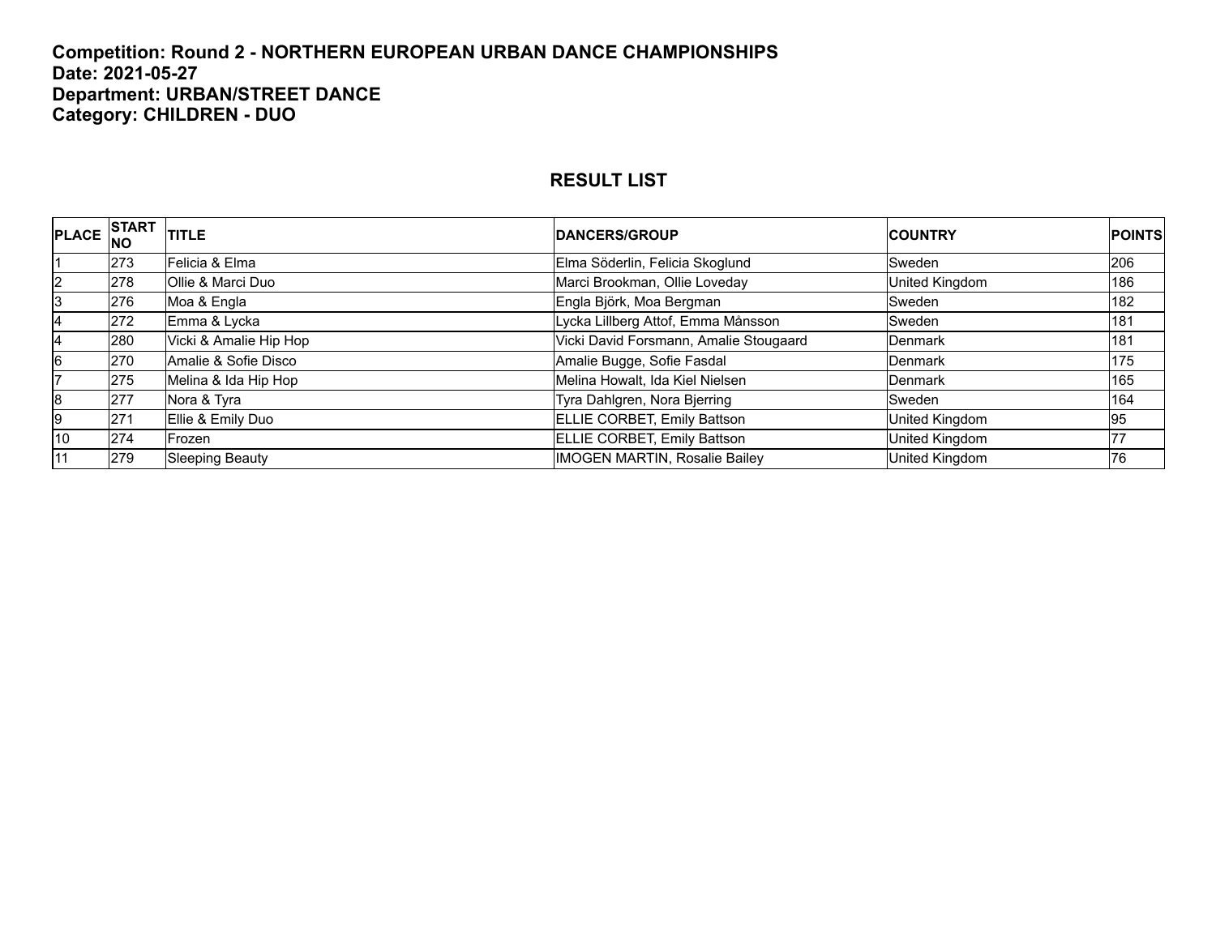**Competition: Round 2 - NORTHERN EUROPEAN URBAN DANCE CHAMPIONSHIPS**
**Date: 2021-05-27**
**Department: URBAN/STREET DANCE**
**Category: CHILDREN - DUO**

## RESULT LIST

| PLACE | START NO | TITLE | DANCERS/GROUP | COUNTRY | POINTS |
|---|---|---|---|---|---|
| 1 | 273 | Felicia & Elma | Elma Söderlin, Felicia Skoglund | Sweden | 206 |
| 2 | 278 | Ollie & Marci Duo | Marci Brookman, Ollie Loveday | United Kingdom | 186 |
| 3 | 276 | Moa & Engla | Engla Björk, Moa Bergman | Sweden | 182 |
| 4 | 272 | Emma & Lycka | Lycka Lillberg Attof, Emma Månsson | Sweden | 181 |
| 4 | 280 | Vicki & Amalie Hip Hop | Vicki David Forsmann, Amalie Stougaard | Denmark | 181 |
| 6 | 270 | Amalie & Sofie Disco | Amalie Bugge, Sofie Fasdal | Denmark | 175 |
| 7 | 275 | Melina & Ida Hip Hop | Melina Howalt, Ida Kiel Nielsen | Denmark | 165 |
| 8 | 277 | Nora & Tyra | Tyra Dahlgren, Nora Bjerring | Sweden | 164 |
| 9 | 271 | Ellie & Emily Duo | ELLIE CORBET, Emily Battson | United Kingdom | 95 |
| 10 | 274 | Frozen | ELLIE CORBET, Emily Battson | United Kingdom | 77 |
| 11 | 279 | Sleeping Beauty | IMOGEN MARTIN, Rosalie Bailey | United Kingdom | 76 |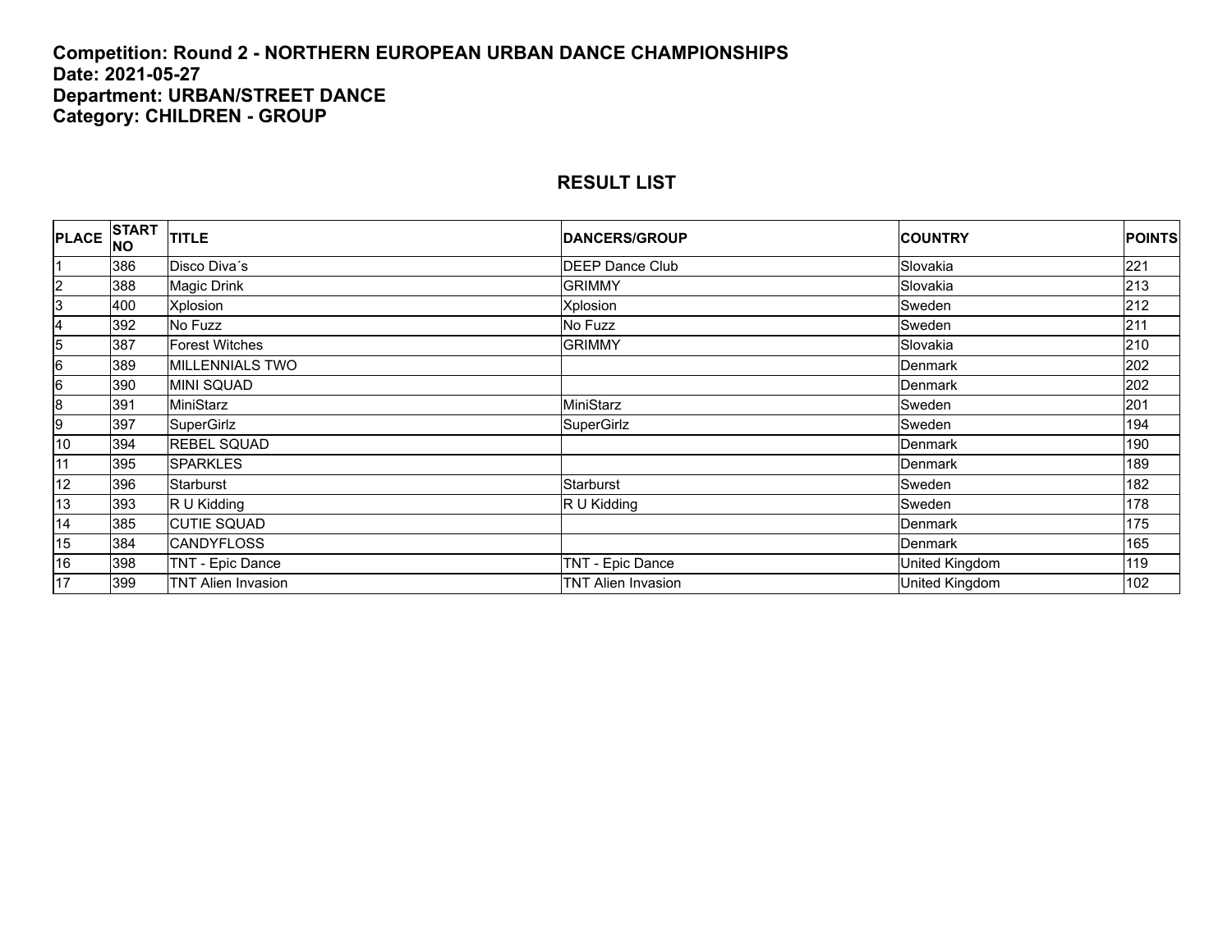**Competition: Round 2 - NORTHERN EUROPEAN URBAN DANCE CHAMPIONSHIPS**
**Date: 2021-05-27**
**Department: URBAN/STREET DANCE**
**Category: CHILDREN - GROUP**

## RESULT LIST

| PLACE | START NO | TITLE | DANCERS/GROUP | COUNTRY | POINTS |
|---|---|---|---|---|---|
| 1 | 386 | Disco Diva´s | DEEP Dance Club | Slovakia | 221 |
| 2 | 388 | Magic Drink | GRIMMY | Slovakia | 213 |
| 3 | 400 | Xplosion | Xplosion | Sweden | 212 |
| 4 | 392 | No Fuzz | No Fuzz | Sweden | 211 |
| 5 | 387 | Forest Witches | GRIMMY | Slovakia | 210 |
| 6 | 389 | MILLENNIALS TWO | | Denmark | 202 |
| 6 | 390 | MINI SQUAD | | Denmark | 202 |
| 8 | 391 | MiniStarz | MiniStarz | Sweden | 201 |
| 9 | 397 | SuperGirlz | SuperGirlz | Sweden | 194 |
| 10 | 394 | REBEL SQUAD | | Denmark | 190 |
| 11 | 395 | SPARKLES | | Denmark | 189 |
| 12 | 396 | Starburst | Starburst | Sweden | 182 |
| 13 | 393 | R U Kidding | R U Kidding | Sweden | 178 |
| 14 | 385 | CUTIE SQUAD | | Denmark | 175 |
| 15 | 384 | CANDYFLOSS | | Denmark | 165 |
| 16 | 398 | TNT - Epic Dance | TNT - Epic Dance | United Kingdom | 119 |
| 17 | 399 | TNT Alien Invasion | TNT Alien Invasion | United Kingdom | 102 |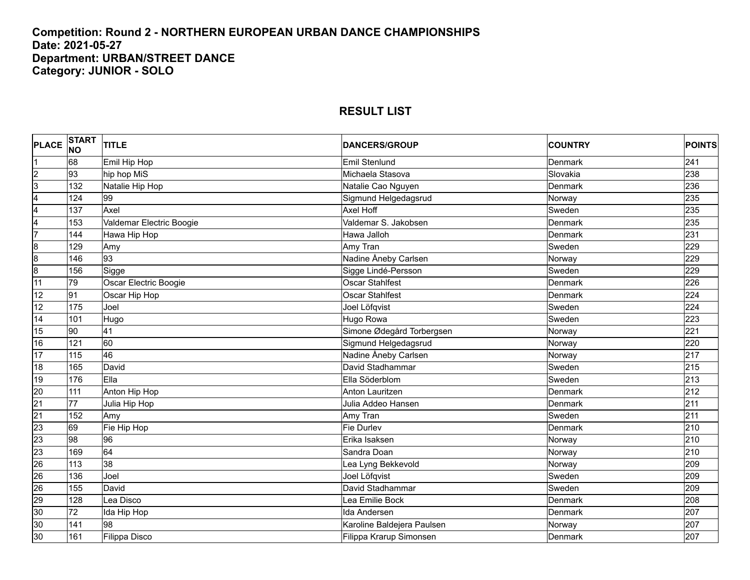**Competition: Round 2 - NORTHERN EUROPEAN URBAN DANCE CHAMPIONSHIPS**
**Date: 2021-05-27**
**Department: URBAN/STREET DANCE**
**Category: JUNIOR - SOLO**

## RESULT LIST

| PLACE | START NO | TITLE | DANCERS/GROUP | COUNTRY | POINTS |
|---|---|---|---|---|---|
| 1 | 68 | Emil Hip Hop | Emil Stenlund | Denmark | 241 |
| 2 | 93 | hip hop MiS | Michaela Stasova | Slovakia | 238 |
| 3 | 132 | Natalie Hip Hop | Natalie Cao Nguyen | Denmark | 236 |
| 4 | 124 | 99 | Sigmund Helgedagsrud | Norway | 235 |
| 4 | 137 | Axel | Axel Hoff | Sweden | 235 |
| 4 | 153 | Valdemar Electric Boogie | Valdemar S. Jakobsen | Denmark | 235 |
| 7 | 144 | Hawa Hip Hop | Hawa Jalloh | Denmark | 231 |
| 8 | 129 | Amy | Amy Tran | Sweden | 229 |
| 8 | 146 | 93 | Nadine Åneby Carlsen | Norway | 229 |
| 8 | 156 | Sigge | Sigge Lindé-Persson | Sweden | 229 |
| 11 | 79 | Oscar Electric Boogie | Oscar Stahlfest | Denmark | 226 |
| 12 | 91 | Oscar Hip Hop | Oscar Stahlfest | Denmark | 224 |
| 12 | 175 | Joel | Joel Löfqvist | Sweden | 224 |
| 14 | 101 | Hugo | Hugo Rowa | Sweden | 223 |
| 15 | 90 | 41 | Simone Ødegård Torbergsen | Norway | 221 |
| 16 | 121 | 60 | Sigmund Helgedagsrud | Norway | 220 |
| 17 | 115 | 46 | Nadine Åneby Carlsen | Norway | 217 |
| 18 | 165 | David | David Stadhammar | Sweden | 215 |
| 19 | 176 | Ella | Ella Söderblom | Sweden | 213 |
| 20 | 111 | Anton Hip Hop | Anton Lauritzen | Denmark | 212 |
| 21 | 77 | Julia Hip Hop | Julia Addeo Hansen | Denmark | 211 |
| 21 | 152 | Amy | Amy Tran | Sweden | 211 |
| 23 | 69 | Fie Hip Hop | Fie Durlev | Denmark | 210 |
| 23 | 98 | 96 | Erika Isaksen | Norway | 210 |
| 23 | 169 | 64 | Sandra Doan | Norway | 210 |
| 26 | 113 | 38 | Lea Lyng Bekkevold | Norway | 209 |
| 26 | 136 | Joel | Joel Löfqvist | Sweden | 209 |
| 26 | 155 | David | David Stadhammar | Sweden | 209 |
| 29 | 128 | Lea Disco | Lea Emilie Bock | Denmark | 208 |
| 30 | 72 | Ida Hip Hop | Ida Andersen | Denmark | 207 |
| 30 | 141 | 98 | Karoline Baldejera Paulsen | Norway | 207 |
| 30 | 161 | Filippa Disco | Filippa Krarup Simonsen | Denmark | 207 |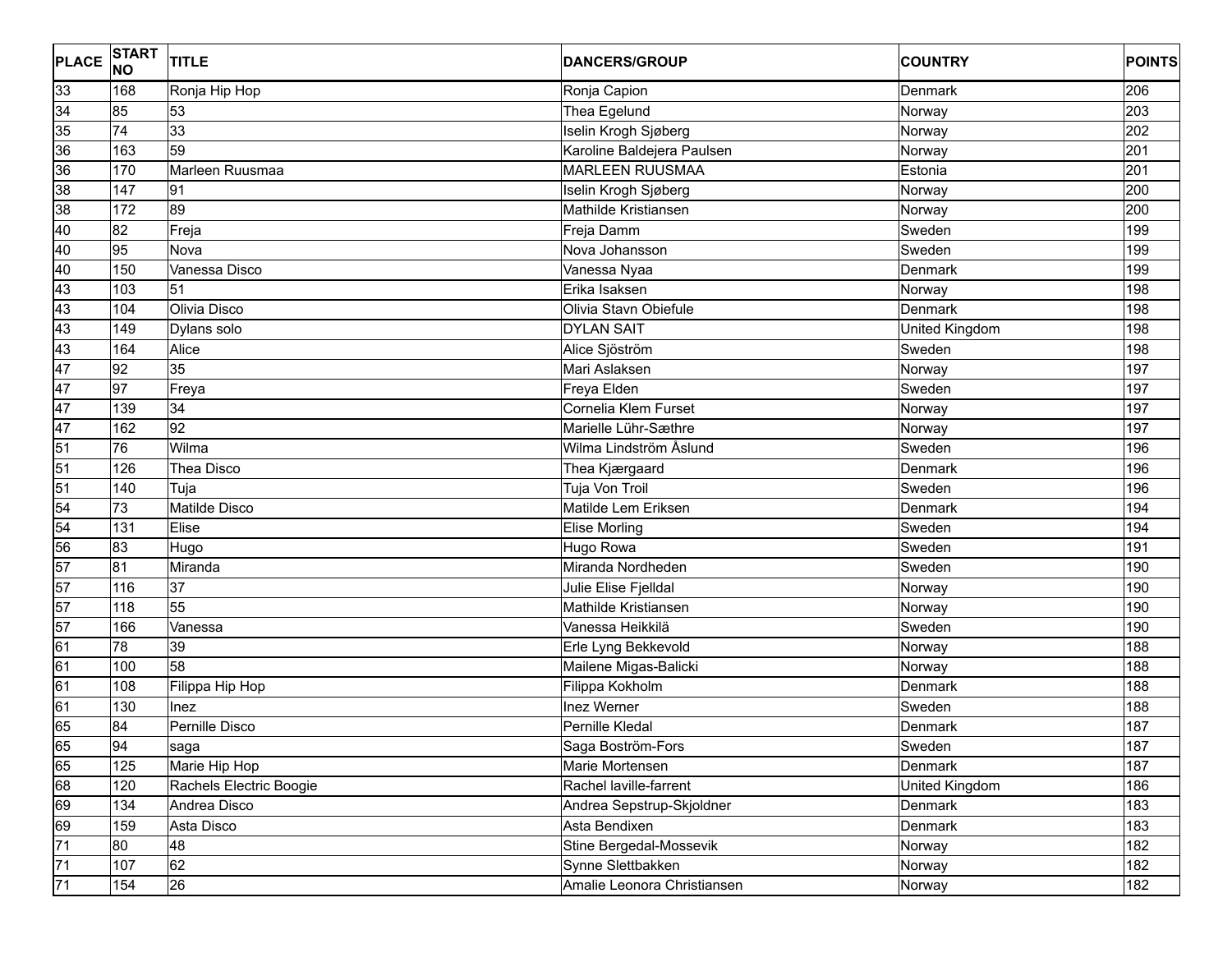| PLACE | START NO | TITLE | DANCERS/GROUP | COUNTRY | POINTS |
|---|---|---|---|---|---|
| 33 | 168 | Ronja Hip Hop | Ronja Capion | Denmark | 206 |
| 34 | 85 | 53 | Thea Egelund | Norway | 203 |
| 35 | 74 | 33 | Iselin Krogh Sjøberg | Norway | 202 |
| 36 | 163 | 59 | Karoline Baldejera Paulsen | Norway | 201 |
| 36 | 170 | Marleen Ruusmaa | MARLEEN RUUSMAA | Estonia | 201 |
| 38 | 147 | 91 | Iselin Krogh Sjøberg | Norway | 200 |
| 38 | 172 | 89 | Mathilde Kristiansen | Norway | 200 |
| 40 | 82 | Freja | Freja Damm | Sweden | 199 |
| 40 | 95 | Nova | Nova Johansson | Sweden | 199 |
| 40 | 150 | Vanessa Disco | Vanessa Nyaa | Denmark | 199 |
| 43 | 103 | 51 | Erika Isaksen | Norway | 198 |
| 43 | 104 | Olivia Disco | Olivia Stavn Obiefule | Denmark | 198 |
| 43 | 149 | Dylans solo | DYLAN SAIT | United Kingdom | 198 |
| 43 | 164 | Alice | Alice Sjöström | Sweden | 198 |
| 47 | 92 | 35 | Mari Aslaksen | Norway | 197 |
| 47 | 97 | Freya | Freya Elden | Sweden | 197 |
| 47 | 139 | 34 | Cornelia Klem Furset | Norway | 197 |
| 47 | 162 | 92 | Marielle Lühr-Sæthre | Norway | 197 |
| 51 | 76 | Wilma | Wilma Lindström Åslund | Sweden | 196 |
| 51 | 126 | Thea Disco | Thea Kjærgaard | Denmark | 196 |
| 51 | 140 | Tuja | Tuja Von Troil | Sweden | 196 |
| 54 | 73 | Matilde Disco | Matilde Lem Eriksen | Denmark | 194 |
| 54 | 131 | Elise | Elise Morling | Sweden | 194 |
| 56 | 83 | Hugo | Hugo Rowa | Sweden | 191 |
| 57 | 81 | Miranda | Miranda Nordheden | Sweden | 190 |
| 57 | 116 | 37 | Julie Elise Fjelldal | Norway | 190 |
| 57 | 118 | 55 | Mathilde Kristiansen | Norway | 190 |
| 57 | 166 | Vanessa | Vanessa Heikkilä | Sweden | 190 |
| 61 | 78 | 39 | Erle Lyng Bekkevold | Norway | 188 |
| 61 | 100 | 58 | Mailene Migas-Balicki | Norway | 188 |
| 61 | 108 | Filippa Hip Hop | Filippa Kokholm | Denmark | 188 |
| 61 | 130 | Inez | Inez Werner | Sweden | 188 |
| 65 | 84 | Pernille Disco | Pernille Kledal | Denmark | 187 |
| 65 | 94 | saga | Saga Boström-Fors | Sweden | 187 |
| 65 | 125 | Marie Hip Hop | Marie Mortensen | Denmark | 187 |
| 68 | 120 | Rachels Electric Boogie | Rachel laville-farrent | United Kingdom | 186 |
| 69 | 134 | Andrea Disco | Andrea Sepstrup-Skjoldner | Denmark | 183 |
| 69 | 159 | Asta Disco | Asta Bendixen | Denmark | 183 |
| 71 | 80 | 48 | Stine Bergedal-Mossevik | Norway | 182 |
| 71 | 107 | 62 | Synne Slettbakken | Norway | 182 |
| 71 | 154 | 26 | Amalie Leonora Christiansen | Norway | 182 |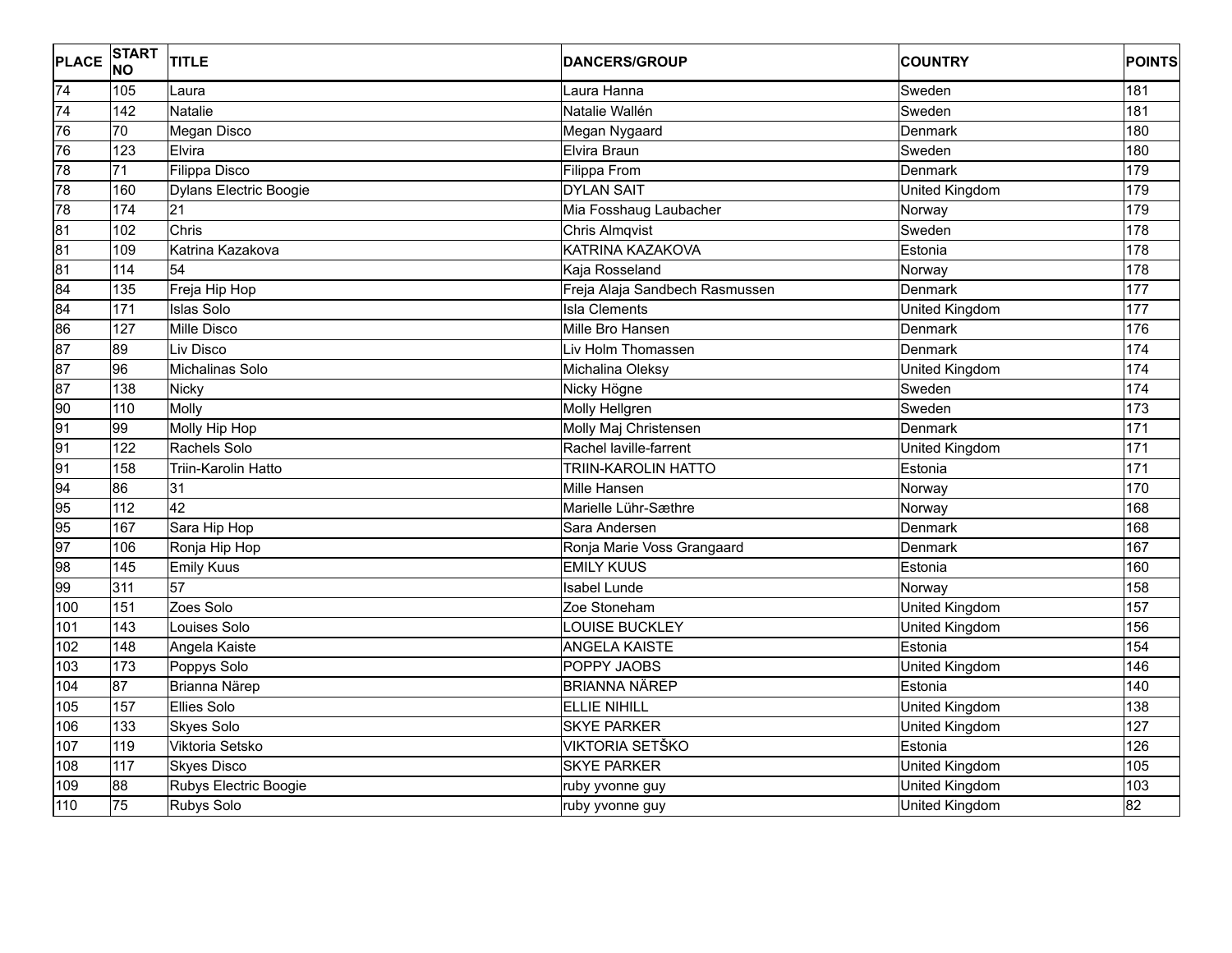| PLACE | START NO | TITLE | DANCERS/GROUP | COUNTRY | POINTS |
|---|---|---|---|---|---|
| 74 | 105 | Laura | Laura Hanna | Sweden | 181 |
| 74 | 142 | Natalie | Natalie Wallén | Sweden | 181 |
| 76 | 70 | Megan Disco | Megan Nygaard | Denmark | 180 |
| 76 | 123 | Elvira | Elvira Braun | Sweden | 180 |
| 78 | 71 | Filippa Disco | Filippa From | Denmark | 179 |
| 78 | 160 | Dylans Electric Boogie | DYLAN SAIT | United Kingdom | 179 |
| 78 | 174 | 21 | Mia Fosshaug Laubacher | Norway | 179 |
| 81 | 102 | Chris | Chris Almqvist | Sweden | 178 |
| 81 | 109 | Katrina Kazakova | KATRINA KAZAKOVA | Estonia | 178 |
| 81 | 114 | 54 | Kaja Rosseland | Norway | 178 |
| 84 | 135 | Freja Hip Hop | Freja Alaja Sandbech Rasmussen | Denmark | 177 |
| 84 | 171 | Islas Solo | Isla Clements | United Kingdom | 177 |
| 86 | 127 | Mille Disco | Mille Bro Hansen | Denmark | 176 |
| 87 | 89 | Liv Disco | Liv Holm Thomassen | Denmark | 174 |
| 87 | 96 | Michalinas Solo | Michalina Oleksy | United Kingdom | 174 |
| 87 | 138 | Nicky | Nicky Högne | Sweden | 174 |
| 90 | 110 | Molly | Molly Hellgren | Sweden | 173 |
| 91 | 99 | Molly Hip Hop | Molly Maj Christensen | Denmark | 171 |
| 91 | 122 | Rachels Solo | Rachel laville-farrent | United Kingdom | 171 |
| 91 | 158 | Triin-Karolin Hatto | TRIIN-KAROLIN HATTO | Estonia | 171 |
| 94 | 86 | 31 | Mille Hansen | Norway | 170 |
| 95 | 112 | 42 | Marielle Lühr-Sæthre | Norway | 168 |
| 95 | 167 | Sara Hip Hop | Sara Andersen | Denmark | 168 |
| 97 | 106 | Ronja Hip Hop | Ronja Marie Voss Grangaard | Denmark | 167 |
| 98 | 145 | Emily Kuus | EMILY KUUS | Estonia | 160 |
| 99 | 311 | 57 | Isabel Lunde | Norway | 158 |
| 100 | 151 | Zoes Solo | Zoe Stoneham | United Kingdom | 157 |
| 101 | 143 | Louises Solo | LOUISE BUCKLEY | United Kingdom | 156 |
| 102 | 148 | Angela Kaiste | ANGELA KAISTE | Estonia | 154 |
| 103 | 173 | Poppys Solo | POPPY JAOBS | United Kingdom | 146 |
| 104 | 87 | Brianna Närep | BRIANNA NÄREP | Estonia | 140 |
| 105 | 157 | Ellies Solo | ELLIE NIHILL | United Kingdom | 138 |
| 106 | 133 | Skyes Solo | SKYE PARKER | United Kingdom | 127 |
| 107 | 119 | Viktoria Setsko | VIKTORIA SETŠKO | Estonia | 126 |
| 108 | 117 | Skyes Disco | SKYE PARKER | United Kingdom | 105 |
| 109 | 88 | Rubys Electric Boogie | ruby yvonne guy | United Kingdom | 103 |
| 110 | 75 | Rubys Solo | ruby yvonne guy | United Kingdom | 82 |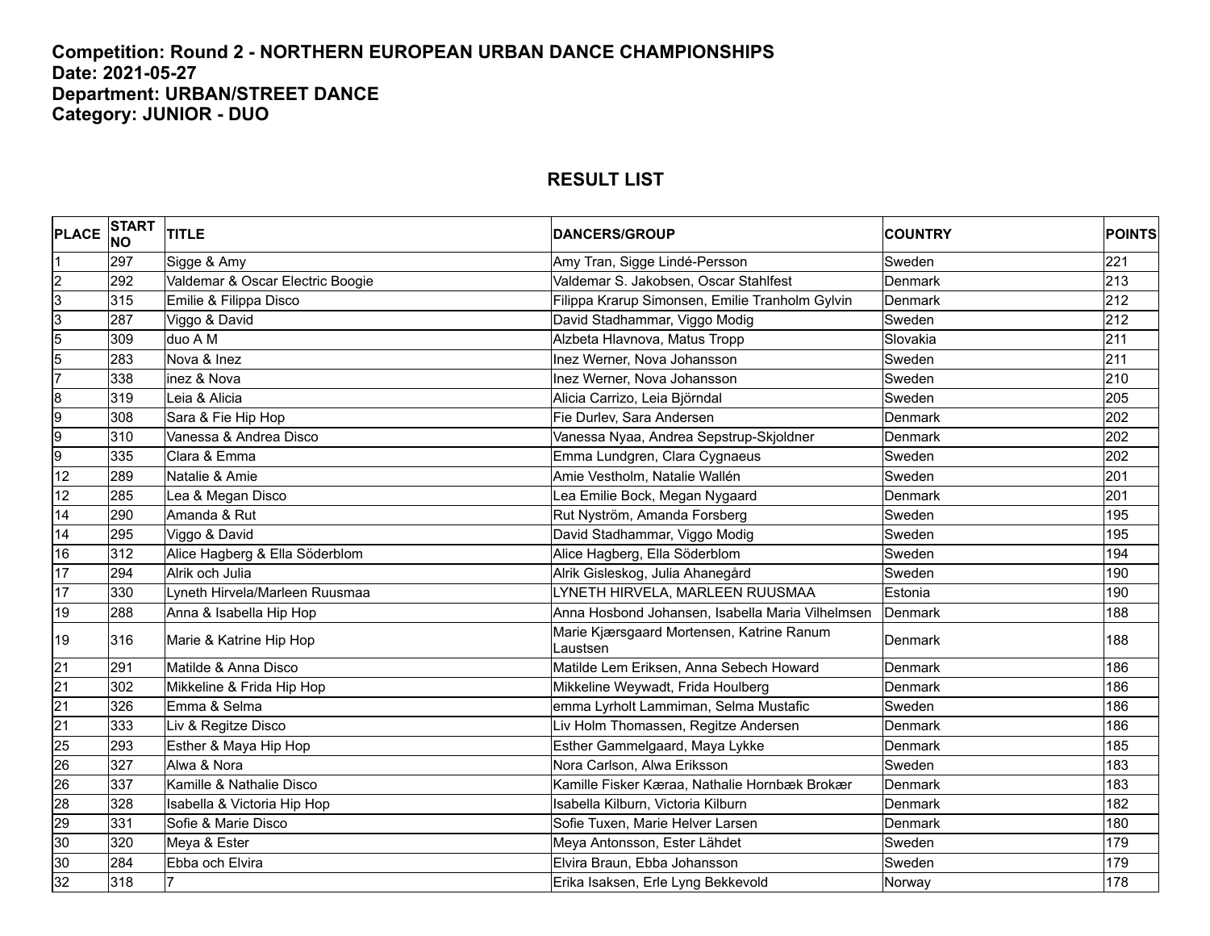**Competition: Round 2 - NORTHERN EUROPEAN URBAN DANCE CHAMPIONSHIPS**
**Date: 2021-05-27**
**Department: URBAN/STREET DANCE**
**Category: JUNIOR - DUO**

## RESULT LIST

| PLACE | START NO | TITLE | DANCERS/GROUP | COUNTRY | POINTS |
|---|---|---|---|---|---|
| 1 | 297 | Sigge & Amy | Amy Tran, Sigge Lindé-Persson | Sweden | 221 |
| 2 | 292 | Valdemar & Oscar Electric Boogie | Valdemar S. Jakobsen, Oscar Stahlfest | Denmark | 213 |
| 3 | 315 | Emilie & Filippa Disco | Filippa Krarup Simonsen, Emilie Tranholm Gylvin | Denmark | 212 |
| 3 | 287 | Viggo & David | David Stadhammar, Viggo Modig | Sweden | 212 |
| 5 | 309 | duo A M | Alzbeta Hlavnova, Matus Tropp | Slovakia | 211 |
| 5 | 283 | Nova & Inez | Inez Werner, Nova Johansson | Sweden | 211 |
| 7 | 338 | inez & Nova | Inez Werner, Nova Johansson | Sweden | 210 |
| 8 | 319 | Leia & Alicia | Alicia Carrizo, Leia Björndal | Sweden | 205 |
| 9 | 308 | Sara & Fie Hip Hop | Fie Durlev, Sara Andersen | Denmark | 202 |
| 9 | 310 | Vanessa & Andrea Disco | Vanessa Nyaa, Andrea Sepstrup-Skjoldner | Denmark | 202 |
| 9 | 335 | Clara & Emma | Emma Lundgren, Clara Cygnaeus | Sweden | 202 |
| 12 | 289 | Natalie & Amie | Amie Vestholm, Natalie Wallén | Sweden | 201 |
| 12 | 285 | Lea & Megan Disco | Lea Emilie Bock, Megan Nygaard | Denmark | 201 |
| 14 | 290 | Amanda & Rut | Rut Nyström, Amanda Forsberg | Sweden | 195 |
| 14 | 295 | Viggo & David | David Stadhammar, Viggo Modig | Sweden | 195 |
| 16 | 312 | Alice Hagberg & Ella Söderblom | Alice Hagberg, Ella Söderblom | Sweden | 194 |
| 17 | 294 | Alrik och Julia | Alrik Gisleskog, Julia Ahanegård | Sweden | 190 |
| 17 | 330 | Lyneth Hirvela/Marleen Ruusmaa | LYNETH HIRVELA, MARLEEN RUUSMAA | Estonia | 190 |
| 19 | 288 | Anna & Isabella Hip Hop | Anna Hosbond Johansen, Isabella Maria Vilhelmsen | Denmark | 188 |
| 19 | 316 | Marie & Katrine Hip Hop | Marie Kjærsgaard Mortensen, Katrine Ranum Laustsen | Denmark | 188 |
| 21 | 291 | Matilde & Anna Disco | Matilde Lem Eriksen, Anna Sebech Howard | Denmark | 186 |
| 21 | 302 | Mikkeline & Frida Hip Hop | Mikkeline Weywadt, Frida Houlberg | Denmark | 186 |
| 21 | 326 | Emma & Selma | emma Lyrholt Lammiman, Selma Mustafic | Sweden | 186 |
| 21 | 333 | Liv & Regitze Disco | Liv Holm Thomassen, Regitze Andersen | Denmark | 186 |
| 25 | 293 | Esther & Maya Hip Hop | Esther Gammelgaard, Maya Lykke | Denmark | 185 |
| 26 | 327 | Alwa & Nora | Nora Carlson, Alwa Eriksson | Sweden | 183 |
| 26 | 337 | Kamille & Nathalie Disco | Kamille Fisker Kæraa, Nathalie Hornbæk Brokær | Denmark | 183 |
| 28 | 328 | Isabella & Victoria Hip Hop | Isabella Kilburn, Victoria Kilburn | Denmark | 182 |
| 29 | 331 | Sofie & Marie Disco | Sofie Tuxen, Marie Helver Larsen | Denmark | 180 |
| 30 | 320 | Meya & Ester | Meya Antonsson, Ester Lähdet | Sweden | 179 |
| 30 | 284 | Ebba och Elvira | Elvira Braun, Ebba Johansson | Sweden | 179 |
| 32 | 318 | 7 | Erika Isaksen, Erle Lyng Bekkevold | Norway | 178 |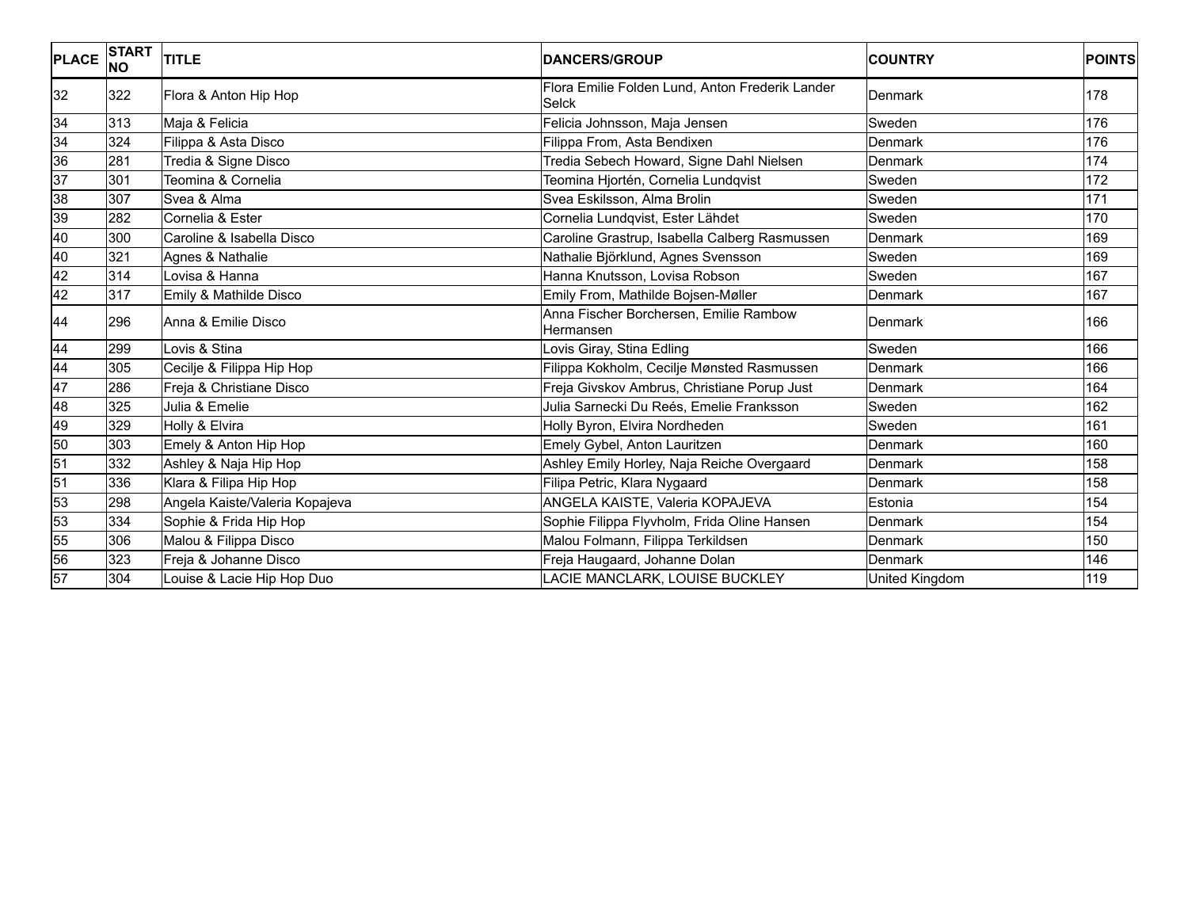| PLACE | START NO | TITLE | DANCERS/GROUP | COUNTRY | POINTS |
|---|---|---|---|---|---|
| 32 | 322 | Flora & Anton Hip Hop | Flora Emilie Folden Lund, Anton Frederik Lander Selck | Denmark | 178 |
| 34 | 313 | Maja & Felicia | Felicia Johnsson, Maja Jensen | Sweden | 176 |
| 34 | 324 | Filippa & Asta Disco | Filippa From, Asta Bendixen | Denmark | 176 |
| 36 | 281 | Tredia & Signe Disco | Tredia Sebech Howard, Signe Dahl Nielsen | Denmark | 174 |
| 37 | 301 | Teomina & Cornelia | Teomina Hjortén, Cornelia Lundqvist | Sweden | 172 |
| 38 | 307 | Svea & Alma | Svea Eskilsson, Alma Brolin | Sweden | 171 |
| 39 | 282 | Cornelia & Ester | Cornelia Lundqvist, Ester Lähdet | Sweden | 170 |
| 40 | 300 | Caroline & Isabella Disco | Caroline Grastrup, Isabella Calberg Rasmussen | Denmark | 169 |
| 40 | 321 | Agnes & Nathalie | Nathalie Björklund, Agnes Svensson | Sweden | 169 |
| 42 | 314 | Lovisa & Hanna | Hanna Knutsson, Lovisa Robson | Sweden | 167 |
| 42 | 317 | Emily & Mathilde Disco | Emily From, Mathilde Bojsen-Møller | Denmark | 167 |
| 44 | 296 | Anna & Emilie Disco | Anna Fischer Borchersen, Emilie Rambow Hermansen | Denmark | 166 |
| 44 | 299 | Lovis & Stina | Lovis Giray, Stina Edling | Sweden | 166 |
| 44 | 305 | Cecilje & Filippa Hip Hop | Filippa Kokholm, Cecilje Mønsted Rasmussen | Denmark | 166 |
| 47 | 286 | Freja & Christiane Disco | Freja Givskov Ambrus, Christiane Porup Just | Denmark | 164 |
| 48 | 325 | Julia & Emelie | Julia Sarnecki Du Reés, Emelie Franksson | Sweden | 162 |
| 49 | 329 | Holly & Elvira | Holly Byron, Elvira Nordheden | Sweden | 161 |
| 50 | 303 | Emely & Anton Hip Hop | Emely Gybel, Anton Lauritzen | Denmark | 160 |
| 51 | 332 | Ashley & Naja Hip Hop | Ashley Emily Horley, Naja Reiche Overgaard | Denmark | 158 |
| 51 | 336 | Klara & Filipa Hip Hop | Filipa Petric, Klara Nygaard | Denmark | 158 |
| 53 | 298 | Angela Kaiste/Valeria Kopajeva | ANGELA KAISTE, Valeria KOPAJEVA | Estonia | 154 |
| 53 | 334 | Sophie & Frida Hip Hop | Sophie Filippa Flyvholm, Frida Oline Hansen | Denmark | 154 |
| 55 | 306 | Malou & Filippa Disco | Malou Folmann, Filippa Terkildsen | Denmark | 150 |
| 56 | 323 | Freja & Johanne Disco | Freja Haugaard, Johanne Dolan | Denmark | 146 |
| 57 | 304 | Louise & Lacie Hip Hop Duo | LACIE MANCLARK, LOUISE BUCKLEY | United Kingdom | 119 |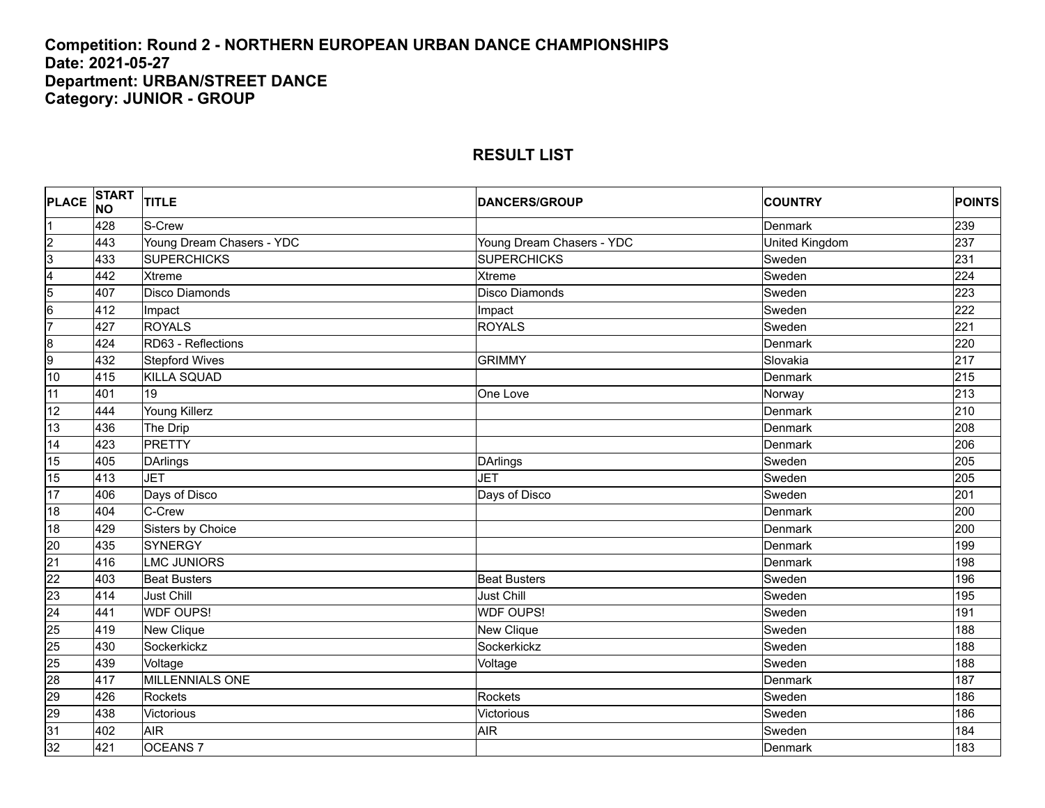**Competition: Round 2 - NORTHERN EUROPEAN URBAN DANCE CHAMPIONSHIPS**
**Date: 2021-05-27**
**Department: URBAN/STREET DANCE**
**Category: JUNIOR - GROUP**

## RESULT LIST

| PLACE | START NO | TITLE | DANCERS/GROUP | COUNTRY | POINTS |
|---|---|---|---|---|---|
| 1 | 428 | S-Crew | | Denmark | 239 |
| 2 | 443 | Young Dream Chasers - YDC | Young Dream Chasers - YDC | United Kingdom | 237 |
| 3 | 433 | SUPERCHICKS | SUPERCHICKS | Sweden | 231 |
| 4 | 442 | Xtreme | Xtreme | Sweden | 224 |
| 5 | 407 | Disco Diamonds | Disco Diamonds | Sweden | 223 |
| 6 | 412 | Impact | Impact | Sweden | 222 |
| 7 | 427 | ROYALS | ROYALS | Sweden | 221 |
| 8 | 424 | RD63 - Reflections | | Denmark | 220 |
| 9 | 432 | Stepford Wives | GRIMMY | Slovakia | 217 |
| 10 | 415 | KILLA SQUAD | | Denmark | 215 |
| 11 | 401 | 19 | One Love | Norway | 213 |
| 12 | 444 | Young Killerz | | Denmark | 210 |
| 13 | 436 | The Drip | | Denmark | 208 |
| 14 | 423 | PRETTY | | Denmark | 206 |
| 15 | 405 | DArlings | DArlings | Sweden | 205 |
| 15 | 413 | JET | JET | Sweden | 205 |
| 17 | 406 | Days of Disco | Days of Disco | Sweden | 201 |
| 18 | 404 | C-Crew | | Denmark | 200 |
| 18 | 429 | Sisters by Choice | | Denmark | 200 |
| 20 | 435 | SYNERGY | | Denmark | 199 |
| 21 | 416 | LMC JUNIORS | | Denmark | 198 |
| 22 | 403 | Beat Busters | Beat Busters | Sweden | 196 |
| 23 | 414 | Just Chill | Just Chill | Sweden | 195 |
| 24 | 441 | WDF OUPS! | WDF OUPS! | Sweden | 191 |
| 25 | 419 | New Clique | New Clique | Sweden | 188 |
| 25 | 430 | Sockerkickz | Sockerkickz | Sweden | 188 |
| 25 | 439 | Voltage | Voltage | Sweden | 188 |
| 28 | 417 | MILLENNIALS ONE | | Denmark | 187 |
| 29 | 426 | Rockets | Rockets | Sweden | 186 |
| 29 | 438 | Victorious | Victorious | Sweden | 186 |
| 31 | 402 | AIR | AIR | Sweden | 184 |
| 32 | 421 | OCEANS 7 | | Denmark | 183 |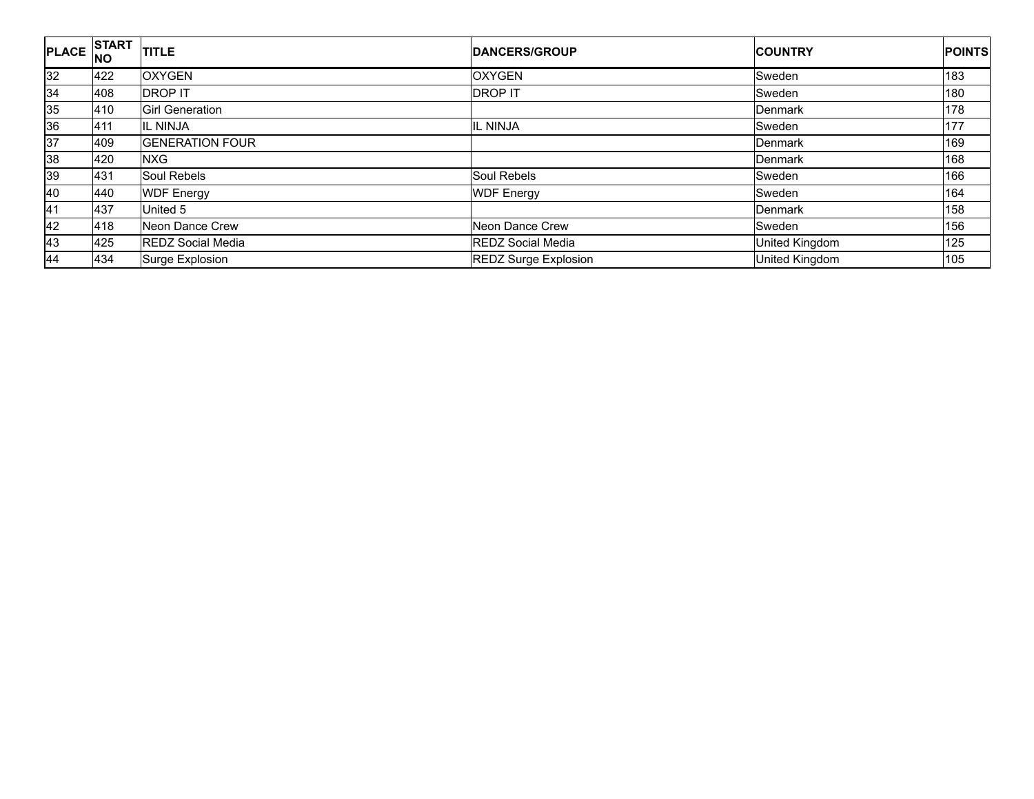| PLACE | START NO | TITLE | DANCERS/GROUP | COUNTRY | POINTS |
|---|---|---|---|---|---|
| 32 | 422 | OXYGEN | OXYGEN | Sweden | 183 |
| 34 | 408 | DROP IT | DROP IT | Sweden | 180 |
| 35 | 410 | Girl Generation | | Denmark | 178 |
| 36 | 411 | IL NINJA | IL NINJA | Sweden | 177 |
| 37 | 409 | GENERATION FOUR | | Denmark | 169 |
| 38 | 420 | NXG | | Denmark | 168 |
| 39 | 431 | Soul Rebels | Soul Rebels | Sweden | 166 |
| 40 | 440 | WDF Energy | WDF Energy | Sweden | 164 |
| 41 | 437 | United 5 | | Denmark | 158 |
| 42 | 418 | Neon Dance Crew | Neon Dance Crew | Sweden | 156 |
| 43 | 425 | REDZ Social Media | REDZ Social Media | United Kingdom | 125 |
| 44 | 434 | Surge Explosion | REDZ Surge Explosion | United Kingdom | 105 |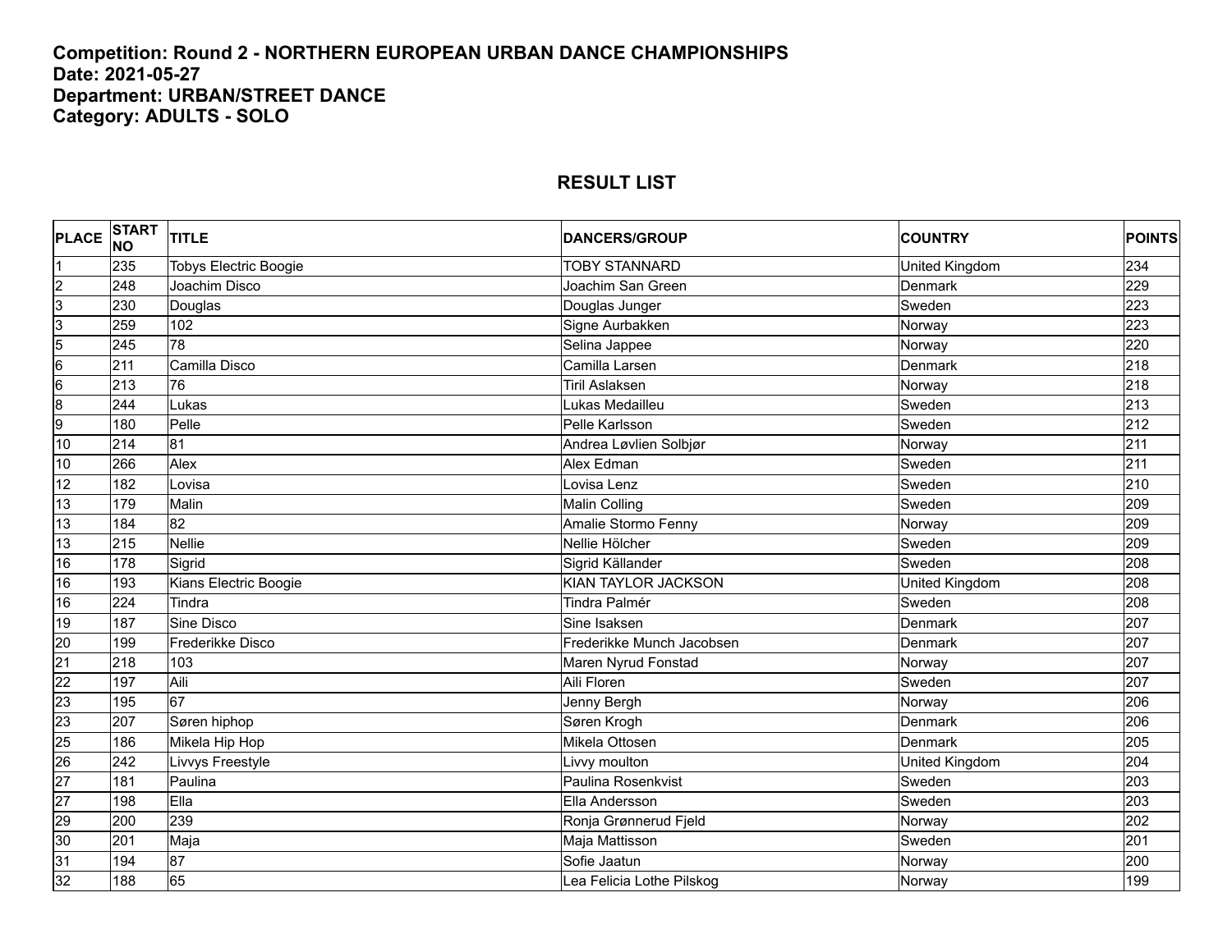**Competition: Round 2 - NORTHERN EUROPEAN URBAN DANCE CHAMPIONSHIPS**
**Date: 2021-05-27**
**Department: URBAN/STREET DANCE**
**Category: ADULTS - SOLO**

## RESULT LIST

| PLACE | START NO | TITLE | DANCERS/GROUP | COUNTRY | POINTS |
|---|---|---|---|---|---|
| 1 | 235 | Tobys Electric Boogie | TOBY STANNARD | United Kingdom | 234 |
| 2 | 248 | Joachim Disco | Joachim San Green | Denmark | 229 |
| 3 | 230 | Douglas | Douglas Junger | Sweden | 223 |
| 3 | 259 | 102 | Signe Aurbakken | Norway | 223 |
| 5 | 245 | 78 | Selina Jappee | Norway | 220 |
| 6 | 211 | Camilla Disco | Camilla Larsen | Denmark | 218 |
| 6 | 213 | 76 | Tiril Aslaksen | Norway | 218 |
| 8 | 244 | Lukas | Lukas Medailleu | Sweden | 213 |
| 9 | 180 | Pelle | Pelle Karlsson | Sweden | 212 |
| 10 | 214 | 81 | Andrea Løvlien Solbjør | Norway | 211 |
| 10 | 266 | Alex | Alex Edman | Sweden | 211 |
| 12 | 182 | Lovisa | Lovisa Lenz | Sweden | 210 |
| 13 | 179 | Malin | Malin Colling | Sweden | 209 |
| 13 | 184 | 82 | Amalie Stormo Fenny | Norway | 209 |
| 13 | 215 | Nellie | Nellie Hölcher | Sweden | 209 |
| 16 | 178 | Sigrid | Sigrid Källander | Sweden | 208 |
| 16 | 193 | Kians Electric Boogie | KIAN TAYLOR JACKSON | United Kingdom | 208 |
| 16 | 224 | Tindra | Tindra Palmér | Sweden | 208 |
| 19 | 187 | Sine Disco | Sine Isaksen | Denmark | 207 |
| 20 | 199 | Frederikke Disco | Frederikke Munch Jacobsen | Denmark | 207 |
| 21 | 218 | 103 | Maren Nyrud Fonstad | Norway | 207 |
| 22 | 197 | Aili | Aili Floren | Sweden | 207 |
| 23 | 195 | 67 | Jenny Bergh | Norway | 206 |
| 23 | 207 | Søren hiphop | Søren Krogh | Denmark | 206 |
| 25 | 186 | Mikela Hip Hop | Mikela Ottosen | Denmark | 205 |
| 26 | 242 | Livvys Freestyle | Livvy moulton | United Kingdom | 204 |
| 27 | 181 | Paulina | Paulina Rosenkvist | Sweden | 203 |
| 27 | 198 | Ella | Ella Andersson | Sweden | 203 |
| 29 | 200 | 239 | Ronja Grønnerud Fjeld | Norway | 202 |
| 30 | 201 | Maja | Maja Mattisson | Sweden | 201 |
| 31 | 194 | 87 | Sofie Jaatun | Norway | 200 |
| 32 | 188 | 65 | Lea Felicia Lothe Pilskog | Norway | 199 |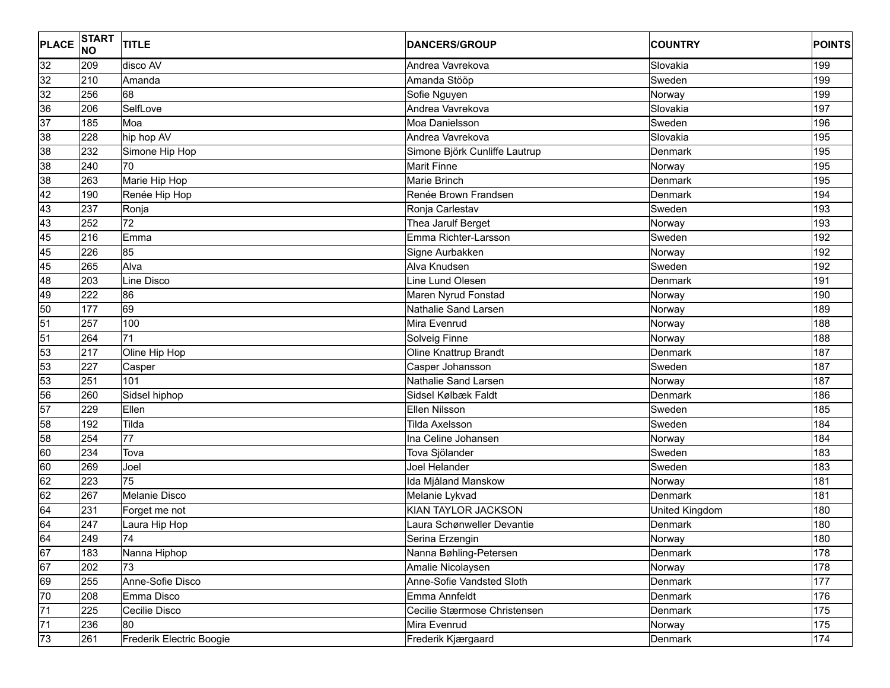| PLACE | START NO | TITLE | DANCERS/GROUP | COUNTRY | POINTS |
|---|---|---|---|---|---|
| 32 | 209 | disco AV | Andrea Vavrekova | Slovakia | 199 |
| 32 | 210 | Amanda | Amanda Stööp | Sweden | 199 |
| 32 | 256 | 68 | Sofie Nguyen | Norway | 199 |
| 36 | 206 | SelfLove | Andrea Vavrekova | Slovakia | 197 |
| 37 | 185 | Moa | Moa Danielsson | Sweden | 196 |
| 38 | 228 | hip hop AV | Andrea Vavrekova | Slovakia | 195 |
| 38 | 232 | Simone Hip Hop | Simone Björk Cunliffe Lautrup | Denmark | 195 |
| 38 | 240 | 70 | Marit Finne | Norway | 195 |
| 38 | 263 | Marie Hip Hop | Marie Brinch | Denmark | 195 |
| 42 | 190 | Renée Hip Hop | Renée Brown Frandsen | Denmark | 194 |
| 43 | 237 | Ronja | Ronja Carlestav | Sweden | 193 |
| 43 | 252 | 72 | Thea Jarulf Berget | Norway | 193 |
| 45 | 216 | Emma | Emma Richter-Larsson | Sweden | 192 |
| 45 | 226 | 85 | Signe Aurbakken | Norway | 192 |
| 45 | 265 | Alva | Alva Knudsen | Sweden | 192 |
| 48 | 203 | Line Disco | Line Lund Olesen | Denmark | 191 |
| 49 | 222 | 86 | Maren Nyrud Fonstad | Norway | 190 |
| 50 | 177 | 69 | Nathalie Sand Larsen | Norway | 189 |
| 51 | 257 | 100 | Mira Evenrud | Norway | 188 |
| 51 | 264 | 71 | Solveig Finne | Norway | 188 |
| 53 | 217 | Oline Hip Hop | Oline Knattrup Brandt | Denmark | 187 |
| 53 | 227 | Casper | Casper Johansson | Sweden | 187 |
| 53 | 251 | 101 | Nathalie Sand Larsen | Norway | 187 |
| 56 | 260 | Sidsel hiphop | Sidsel Kølbæk Faldt | Denmark | 186 |
| 57 | 229 | Ellen | Ellen Nilsson | Sweden | 185 |
| 58 | 192 | Tilda | Tilda Axelsson | Sweden | 184 |
| 58 | 254 | 77 | Ina Celine Johansen | Norway | 184 |
| 60 | 234 | Tova | Tova Sjölander | Sweden | 183 |
| 60 | 269 | Joel | Joel Helander | Sweden | 183 |
| 62 | 223 | 75 | Ida Mjåland Manskow | Norway | 181 |
| 62 | 267 | Melanie Disco | Melanie Lykvad | Denmark | 181 |
| 64 | 231 | Forget me not | KIAN TAYLOR JACKSON | United Kingdom | 180 |
| 64 | 247 | Laura Hip Hop | Laura Schønweller Devantie | Denmark | 180 |
| 64 | 249 | 74 | Serina Erzengin | Norway | 180 |
| 67 | 183 | Nanna Hiphop | Nanna Bøhling-Petersen | Denmark | 178 |
| 67 | 202 | 73 | Amalie Nicolaysen | Norway | 178 |
| 69 | 255 | Anne-Sofie Disco | Anne-Sofie Vandsted Sloth | Denmark | 177 |
| 70 | 208 | Emma Disco | Emma Annfeldt | Denmark | 176 |
| 71 | 225 | Cecilie Disco | Cecilie Stærmose Christensen | Denmark | 175 |
| 71 | 236 | 80 | Mira Evenrud | Norway | 175 |
| 73 | 261 | Frederik Electric Boogie | Frederik Kjærgaard | Denmark | 174 |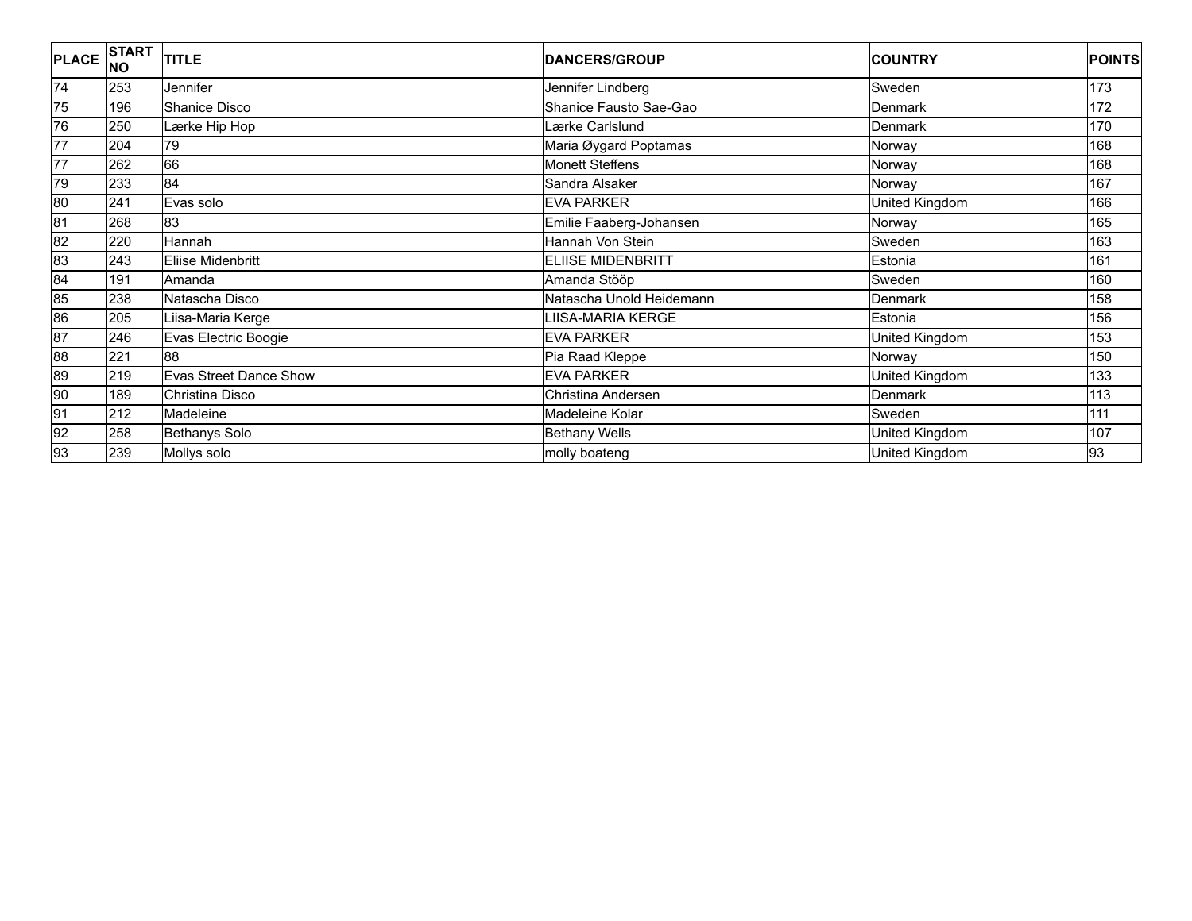| PLACE | START NO | TITLE | DANCERS/GROUP | COUNTRY | POINTS |
|---|---|---|---|---|---|
| 74 | 253 | Jennifer | Jennifer Lindberg | Sweden | 173 |
| 75 | 196 | Shanice Disco | Shanice Fausto Sae-Gao | Denmark | 172 |
| 76 | 250 | Lærke Hip Hop | Lærke Carlslund | Denmark | 170 |
| 77 | 204 | 79 | Maria Øygard Poptamas | Norway | 168 |
| 77 | 262 | 66 | Monett Steffens | Norway | 168 |
| 79 | 233 | 84 | Sandra Alsaker | Norway | 167 |
| 80 | 241 | Evas solo | EVA PARKER | United Kingdom | 166 |
| 81 | 268 | 83 | Emilie Faaberg-Johansen | Norway | 165 |
| 82 | 220 | Hannah | Hannah Von Stein | Sweden | 163 |
| 83 | 243 | Eliise Midenbritt | ELIISE MIDENBRITT | Estonia | 161 |
| 84 | 191 | Amanda | Amanda Stööp | Sweden | 160 |
| 85 | 238 | Natascha Disco | Natascha Unold Heidemann | Denmark | 158 |
| 86 | 205 | Liisa-Maria Kerge | LIISA-MARIA KERGE | Estonia | 156 |
| 87 | 246 | Evas Electric Boogie | EVA PARKER | United Kingdom | 153 |
| 88 | 221 | 88 | Pia Raad Kleppe | Norway | 150 |
| 89 | 219 | Evas Street Dance Show | EVA PARKER | United Kingdom | 133 |
| 90 | 189 | Christina Disco | Christina Andersen | Denmark | 113 |
| 91 | 212 | Madeleine | Madeleine Kolar | Sweden | 111 |
| 92 | 258 | Bethanys Solo | Bethany Wells | United Kingdom | 107 |
| 93 | 239 | Mollys solo | molly boateng | United Kingdom | 93 |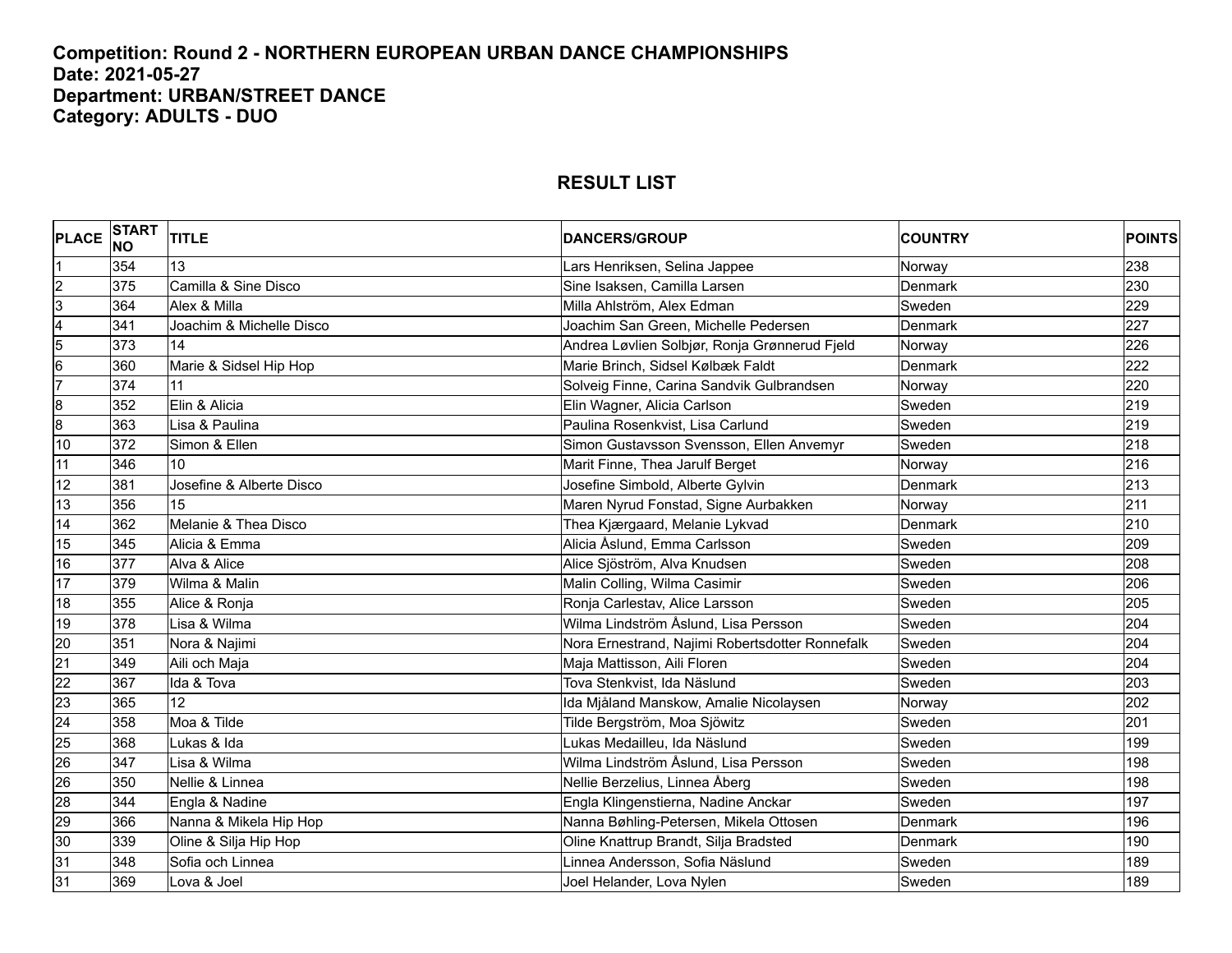**Competition: Round 2 - NORTHERN EUROPEAN URBAN DANCE CHAMPIONSHIPS**
**Date: 2021-05-27**
**Department: URBAN/STREET DANCE**
**Category: ADULTS - DUO**

## RESULT LIST

| PLACE | START NO | TITLE | DANCERS/GROUP | COUNTRY | POINTS |
|---|---|---|---|---|---|
| 1 | 354 | 13 | Lars Henriksen, Selina Jappee | Norway | 238 |
| 2 | 375 | Camilla & Sine Disco | Sine Isaksen, Camilla Larsen | Denmark | 230 |
| 3 | 364 | Alex & Milla | Milla Ahlström, Alex Edman | Sweden | 229 |
| 4 | 341 | Joachim & Michelle Disco | Joachim San Green, Michelle Pedersen | Denmark | 227 |
| 5 | 373 | 14 | Andrea Løvlien Solbjør, Ronja Grønnerud Fjeld | Norway | 226 |
| 6 | 360 | Marie & Sidsel Hip Hop | Marie Brinch, Sidsel Kølbæk Faldt | Denmark | 222 |
| 7 | 374 | 11 | Solveig Finne, Carina Sandvik Gulbrandsen | Norway | 220 |
| 8 | 352 | Elin & Alicia | Elin Wagner, Alicia Carlson | Sweden | 219 |
| 8 | 363 | Lisa & Paulina | Paulina Rosenkvist, Lisa Carlund | Sweden | 219 |
| 10 | 372 | Simon & Ellen | Simon Gustavsson Svensson, Ellen Anvemyr | Sweden | 218 |
| 11 | 346 | 10 | Marit Finne, Thea Jarulf Berget | Norway | 216 |
| 12 | 381 | Josefine & Alberte Disco | Josefine Simbold, Alberte Gylvin | Denmark | 213 |
| 13 | 356 | 15 | Maren Nyrud Fonstad, Signe Aurbakken | Norway | 211 |
| 14 | 362 | Melanie & Thea Disco | Thea Kjærgaard, Melanie Lykvad | Denmark | 210 |
| 15 | 345 | Alicia & Emma | Alicia Åslund, Emma Carlsson | Sweden | 209 |
| 16 | 377 | Alva & Alice | Alice Sjöström, Alva Knudsen | Sweden | 208 |
| 17 | 379 | Wilma & Malin | Malin Colling, Wilma Casimir | Sweden | 206 |
| 18 | 355 | Alice & Ronja | Ronja Carlestav, Alice Larsson | Sweden | 205 |
| 19 | 378 | Lisa & Wilma | Wilma Lindström Åslund, Lisa Persson | Sweden | 204 |
| 20 | 351 | Nora & Najimi | Nora Ernestrand, Najimi Robertsdotter Ronnefalk | Sweden | 204 |
| 21 | 349 | Aili och Maja | Maja Mattisson, Aili Floren | Sweden | 204 |
| 22 | 367 | Ida & Tova | Tova Stenkvist, Ida Näslund | Sweden | 203 |
| 23 | 365 | 12 | Ida Mjåland Manskow, Amalie Nicolaysen | Norway | 202 |
| 24 | 358 | Moa & Tilde | Tilde Bergström, Moa Sjöwitz | Sweden | 201 |
| 25 | 368 | Lukas & Ida | Lukas Medailleu, Ida Näslund | Sweden | 199 |
| 26 | 347 | Lisa & Wilma | Wilma Lindström Åslund, Lisa Persson | Sweden | 198 |
| 26 | 350 | Nellie & Linnea | Nellie Berzelius, Linnea Åberg | Sweden | 198 |
| 28 | 344 | Engla & Nadine | Engla Klingenstierna, Nadine Anckar | Sweden | 197 |
| 29 | 366 | Nanna & Mikela Hip Hop | Nanna Bøhling-Petersen, Mikela Ottosen | Denmark | 196 |
| 30 | 339 | Oline & Silja Hip Hop | Oline Knattrup Brandt, Silja Bradsted | Denmark | 190 |
| 31 | 348 | Sofia och Linnea | Linnea Andersson, Sofia Näslund | Sweden | 189 |
| 31 | 369 | Lova & Joel | Joel Helander, Lova Nylen | Sweden | 189 |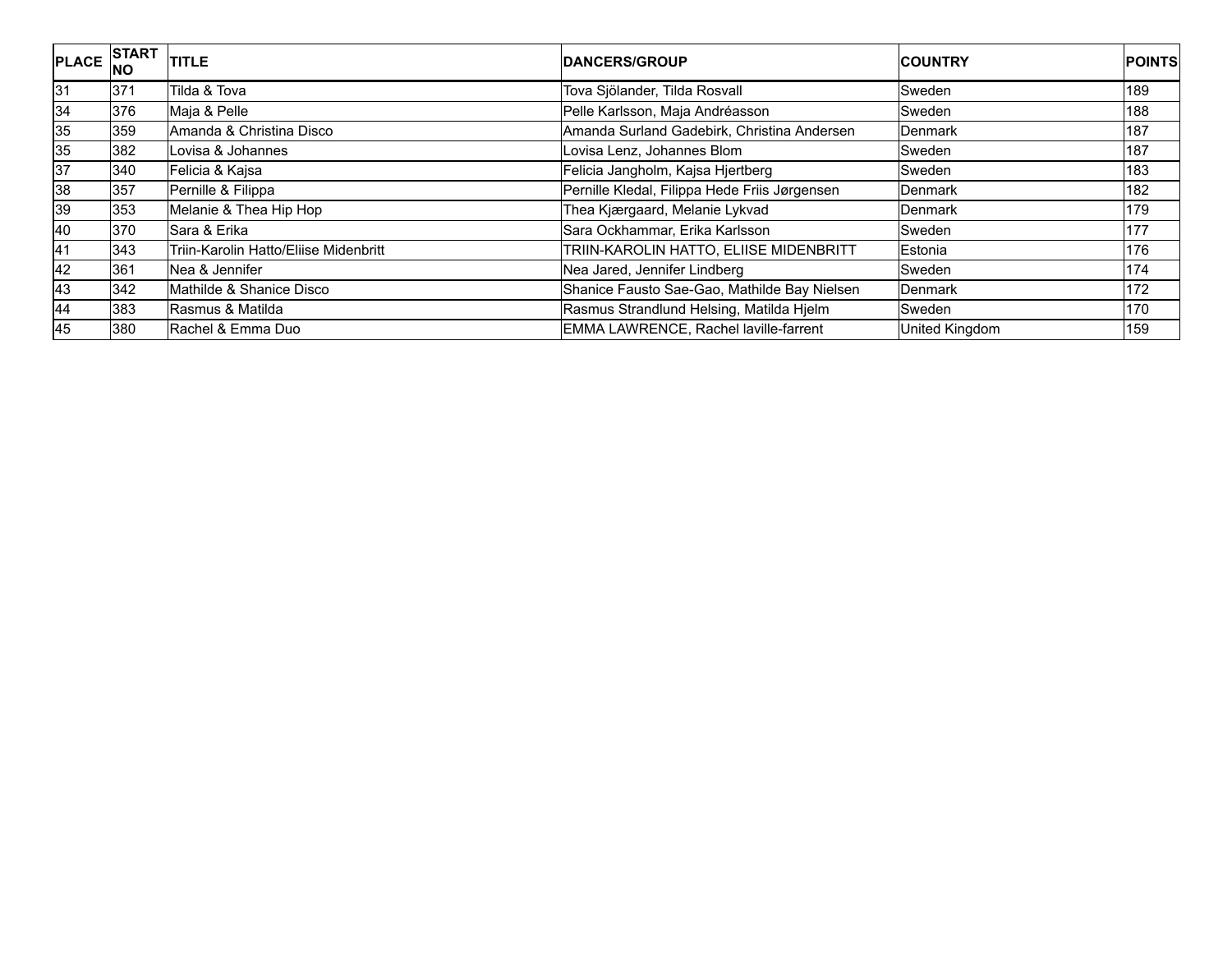| PLACE | START NO | TITLE | DANCERS/GROUP | COUNTRY | POINTS |
|---|---|---|---|---|---|
| 31 | 371 | Tilda & Tova | Tova Sjölander, Tilda Rosvall | Sweden | 189 |
| 34 | 376 | Maja & Pelle | Pelle Karlsson, Maja Andréasson | Sweden | 188 |
| 35 | 359 | Amanda & Christina Disco | Amanda Surland Gadebirk, Christina Andersen | Denmark | 187 |
| 35 | 382 | Lovisa & Johannes | Lovisa Lenz, Johannes Blom | Sweden | 187 |
| 37 | 340 | Felicia & Kajsa | Felicia Jangholm, Kajsa Hjertberg | Sweden | 183 |
| 38 | 357 | Pernille & Filippa | Pernille Kledal, Filippa Hede Friis Jørgensen | Denmark | 182 |
| 39 | 353 | Melanie & Thea Hip Hop | Thea Kjærgaard, Melanie Lykvad | Denmark | 179 |
| 40 | 370 | Sara & Erika | Sara Ockhammar, Erika Karlsson | Sweden | 177 |
| 41 | 343 | Triin-Karolin Hatto/Eliise Midenbritt | TRIIN-KAROLIN HATTO, ELIISE MIDENBRITT | Estonia | 176 |
| 42 | 361 | Nea & Jennifer | Nea Jared, Jennifer Lindberg | Sweden | 174 |
| 43 | 342 | Mathilde & Shanice Disco | Shanice Fausto Sae-Gao, Mathilde Bay Nielsen | Denmark | 172 |
| 44 | 383 | Rasmus & Matilda | Rasmus Strandlund Helsing, Matilda Hjelm | Sweden | 170 |
| 45 | 380 | Rachel & Emma Duo | EMMA LAWRENCE, Rachel laville-farrent | United Kingdom | 159 |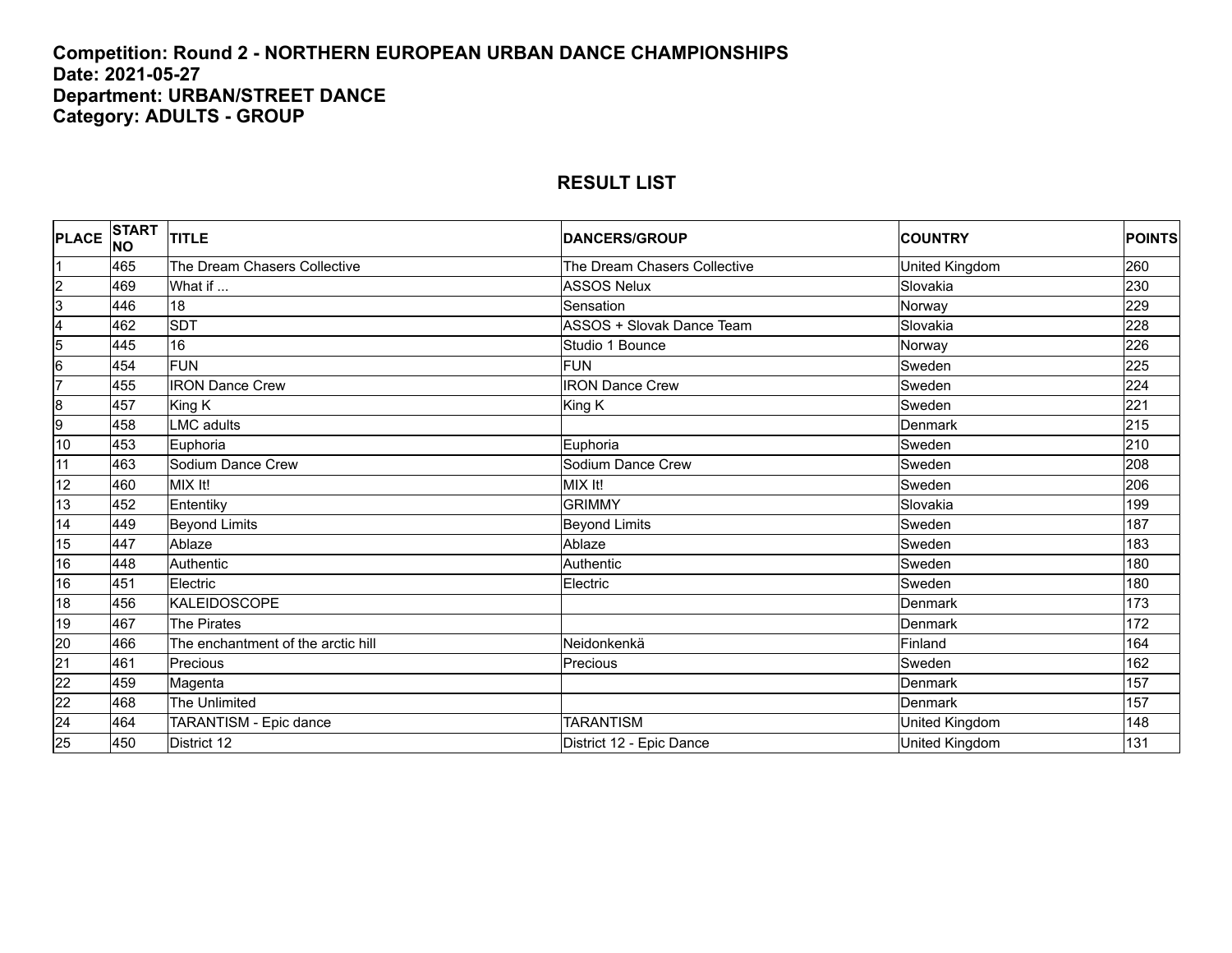**Competition: Round 2 - NORTHERN EUROPEAN URBAN DANCE CHAMPIONSHIPS**
**Date: 2021-05-27**
**Department: URBAN/STREET DANCE**
**Category: ADULTS - GROUP**

## RESULT LIST

| PLACE | START NO | TITLE | DANCERS/GROUP | COUNTRY | POINTS |
|---|---|---|---|---|---|
| 1 | 465 | The Dream Chasers Collective | The Dream Chasers Collective | United Kingdom | 260 |
| 2 | 469 | What if ... | ASSOS Nelux | Slovakia | 230 |
| 3 | 446 | 18 | Sensation | Norway | 229 |
| 4 | 462 | SDT | ASSOS + Slovak Dance Team | Slovakia | 228 |
| 5 | 445 | 16 | Studio 1 Bounce | Norway | 226 |
| 6 | 454 | FUN | FUN | Sweden | 225 |
| 7 | 455 | IRON Dance Crew | IRON Dance Crew | Sweden | 224 |
| 8 | 457 | King K | King K | Sweden | 221 |
| 9 | 458 | LMC adults | | Denmark | 215 |
| 10 | 453 | Euphoria | Euphoria | Sweden | 210 |
| 11 | 463 | Sodium Dance Crew | Sodium Dance Crew | Sweden | 208 |
| 12 | 460 | MIX It! | MIX It! | Sweden | 206 |
| 13 | 452 | Ententiky | GRIMMY | Slovakia | 199 |
| 14 | 449 | Beyond Limits | Beyond Limits | Sweden | 187 |
| 15 | 447 | Ablaze | Ablaze | Sweden | 183 |
| 16 | 448 | Authentic | Authentic | Sweden | 180 |
| 16 | 451 | Electric | Electric | Sweden | 180 |
| 18 | 456 | KALEIDOSCOPE | | Denmark | 173 |
| 19 | 467 | The Pirates | | Denmark | 172 |
| 20 | 466 | The enchantment of the arctic hill | Neidonkenkä | Finland | 164 |
| 21 | 461 | Precious | Precious | Sweden | 162 |
| 22 | 459 | Magenta | | Denmark | 157 |
| 22 | 468 | The Unlimited | | Denmark | 157 |
| 24 | 464 | TARANTISM - Epic dance | TARANTISM | United Kingdom | 148 |
| 25 | 450 | District 12 | District 12 - Epic Dance | United Kingdom | 131 |